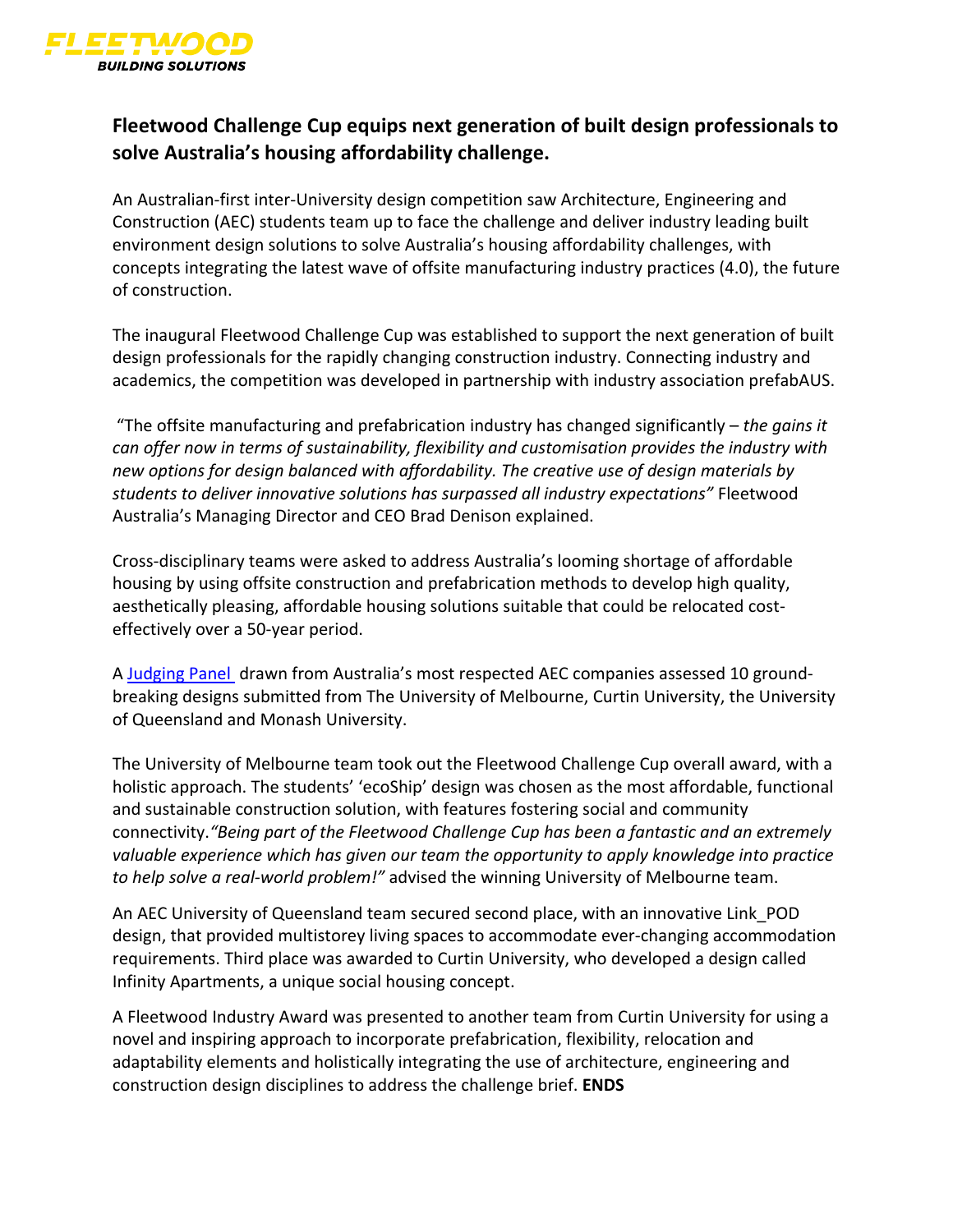FLEETWOOD
**BUILDING SOLUTIONS**

## Fleetwood Challenge Cup equips next generation of built design professionals to solve Australia's housing affordability challenge.

An Australian-first inter-University design competition saw Architecture, Engineering and Construction (AEC) students team up to face the challenge and deliver industry leading built environment design solutions to solve Australia's housing affordability challenges, with concepts integrating the latest wave of offsite manufacturing industry practices (4.0), the future of construction.

The inaugural Fleetwood Challenge Cup was established to support the next generation of built design professionals for the rapidly changing construction industry. Connecting industry and academics, the competition was developed in partnership with industry association prefabAUS.

"The offsite manufacturing and prefabrication industry has changed significantly – *the gains it can offer now in terms of sustainability, flexibility and customisation provides the industry with new options for design balanced with affordability. The creative use of design materials by students to deliver innovative solutions has surpassed all industry expectations"* Fleetwood Australia's Managing Director and CEO Brad Denison explained.

Cross-disciplinary teams were asked to address Australia's looming shortage of affordable housing by using offsite construction and prefabrication methods to develop high quality, aesthetically pleasing, affordable housing solutions suitable that could be relocated cost-effectively over a 50-year period.

A Judging Panel drawn from Australia's most respected AEC companies assessed 10 ground-breaking designs submitted from The University of Melbourne, Curtin University, the University of Queensland and Monash University.

The University of Melbourne team took out the Fleetwood Challenge Cup overall award, with a holistic approach. The students' 'ecoShip' design was chosen as the most affordable, functional and sustainable construction solution, with features fostering social and community connectivity. *"Being part of the Fleetwood Challenge Cup has been a fantastic and an extremely valuable experience which has given our team the opportunity to apply knowledge into practice to help solve a real-world problem!"* advised the winning University of Melbourne team.

An AEC University of Queensland team secured second place, with an innovative Link_POD design, that provided multistorey living spaces to accommodate ever-changing accommodation requirements. Third place was awarded to Curtin University, who developed a design called Infinity Apartments, a unique social housing concept.

A Fleetwood Industry Award was presented to another team from Curtin University for using a novel and inspiring approach to incorporate prefabrication, flexibility, relocation and adaptability elements and holistically integrating the use of architecture, engineering and construction design disciplines to address the challenge brief. **ENDS**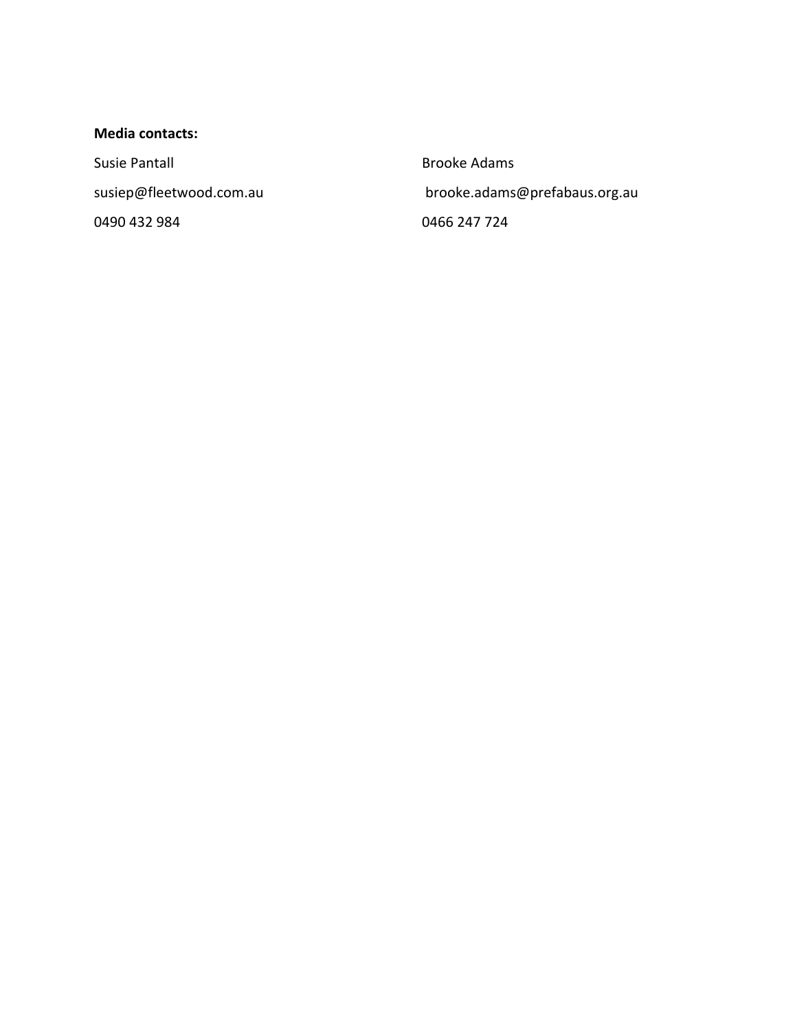**Media contacts:**

Susie Pantall

susiep@fleetwood.com.au

0490 432 984

Brooke Adams

brooke.adams@prefabaus.org.au

0466 247 724